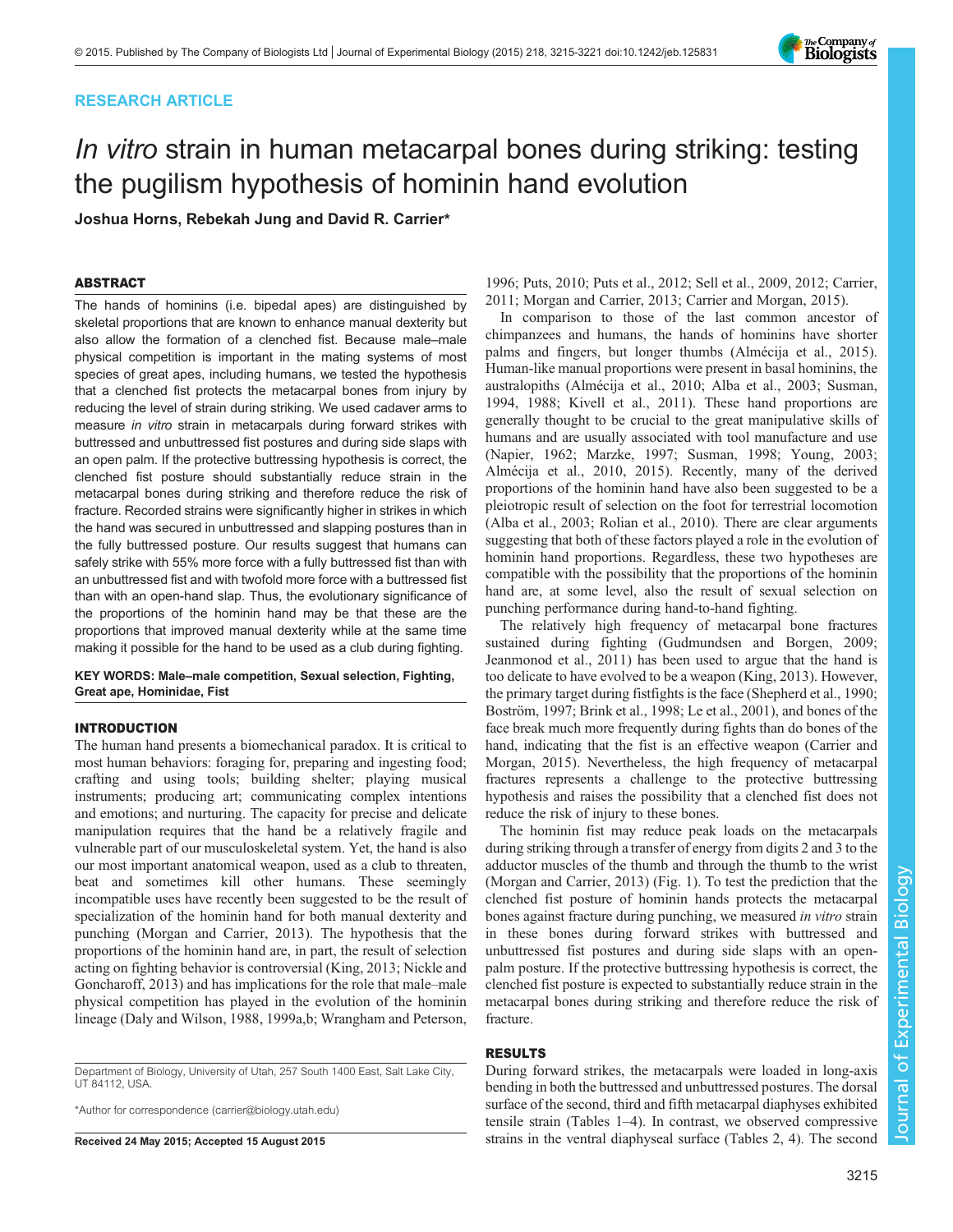RESEARCH ARTICLE

# *In vitro* strain in human metacarpal bones during striking: testing the pugilism hypothesis of hominin hand evolution

**Joshua Horns, Rebekah Jung and David R. Carrier***

## ABSTRACT

The hands of hominins (i.e. bipedal apes) are distinguished by skeletal proportions that are known to enhance manual dexterity but also allow the formation of a clenched fist. Because male–male physical competition is important in the mating systems of most species of great apes, including humans, we tested the hypothesis that a clenched fist protects the metacarpal bones from injury by reducing the level of strain during striking. We used cadaver arms to measure *in vitro* strain in metacarpals during forward strikes with buttressed and unbuttressed fist postures and during side slaps with an open palm. If the protective buttressing hypothesis is correct, the clenched fist posture should substantially reduce strain in the metacarpal bones during striking and therefore reduce the risk of fracture. Recorded strains were significantly higher in strikes in which the hand was secured in unbuttressed and slapping postures than in the fully buttressed posture. Our results suggest that humans can safely strike with 55% more force with a fully buttressed fist than with an unbuttressed fist and with twofold more force with a buttressed fist than with an open-hand slap. Thus, the evolutionary significance of the proportions of the hominin hand may be that these are the proportions that improved manual dexterity while at the same time making it possible for the hand to be used as a club during fighting.

**KEY WORDS:** Male–male competition, Sexual selection, Fighting, Great ape, Hominidae, Fist

## INTRODUCTION

The human hand presents a biomechanical paradox. It is critical to most human behaviors: foraging for, preparing and ingesting food; crafting and using tools; building shelter; playing musical instruments; producing art; communicating complex intentions and emotions; and nurturing. The capacity for precise and delicate manipulation requires that the hand be a relatively fragile and vulnerable part of our musculoskeletal system. Yet, the hand is also our most important anatomical weapon, used as a club to threaten, beat and sometimes kill other humans. These seemingly incompatible uses have recently been suggested to be the result of specialization of the hominin hand for both manual dexterity and punching (Morgan and Carrier, 2013). The hypothesis that the proportions of the hominin hand are, in part, the result of selection acting on fighting behavior is controversial (King, 2013; Nickle and Goncharoff, 2013) and has implications for the role that male–male physical competition has played in the evolution of the hominin lineage (Daly and Wilson, 1988, 1999a,b; Wrangham and Peterson, 1996; Puts, 2010; Puts et al., 2012; Sell et al., 2009, 2012; Carrier, 2011; Morgan and Carrier, 2013; Carrier and Morgan, 2015).

In comparison to those of the last common ancestor of chimpanzees and humans, the hands of hominins have shorter palms and fingers, but longer thumbs (Almécija et al., 2015). Human-like manual proportions were present in basal hominins, the australopiths (Almécija et al., 2010; Alba et al., 2003; Susman, 1994, 1988; Kivell et al., 2011). These hand proportions are generally thought to be crucial to the great manipulative skills of humans and are usually associated with tool manufacture and use (Napier, 1962; Marzke, 1997; Susman, 1998; Young, 2003; Almécija et al., 2010, 2015). Recently, many of the derived proportions of the hominin hand have also been suggested to be a pleiotropic result of selection on the foot for terrestrial locomotion (Alba et al., 2003; Rolian et al., 2010). There are clear arguments suggesting that both of these factors played a role in the evolution of hominin hand proportions. Regardless, these two hypotheses are compatible with the possibility that the proportions of the hominin hand are, at some level, also the result of sexual selection on punching performance during hand-to-hand fighting.

The relatively high frequency of metacarpal bone fractures sustained during fighting (Gudmundsen and Borgen, 2009; Jeanmonod et al., 2011) has been used to argue that the hand is too delicate to have evolved to be a weapon (King, 2013). However, the primary target during fistfights is the face (Shepherd et al., 1990; Boström, 1997; Brink et al., 1998; Le et al., 2001), and bones of the face break much more frequently during fights than do bones of the hand, indicating that the fist is an effective weapon (Carrier and Morgan, 2015). Nevertheless, the high frequency of metacarpal fractures represents a challenge to the protective buttressing hypothesis and raises the possibility that a clenched fist does not reduce the risk of injury to these bones.

The hominin fist may reduce peak loads on the metacarpals during striking through a transfer of energy from digits 2 and 3 to the adductor muscles of the thumb and through the thumb to the wrist (Morgan and Carrier, 2013) (Fig. 1). To test the prediction that the clenched fist posture of hominin hands protects the metacarpal bones against fracture during punching, we measured *in vitro* strain in these bones during forward strikes with buttressed and unbuttressed fist postures and during side slaps with an open-palm posture. If the protective buttressing hypothesis is correct, the clenched fist posture is expected to substantially reduce strain in the metacarpal bones during striking and therefore reduce the risk of fracture.

## RESULTS

During forward strikes, the metacarpals were loaded in long-axis bending in both the buttressed and unbuttressed postures. The dorsal surface of the second, third and fifth metacarpal diaphyses exhibited tensile strain (Tables 1–4). In contrast, we observed compressive strains in the ventral diaphyseal surface (Tables 2, 4). The second

Department of Biology, University of Utah, 257 South 1400 East, Salt Lake City, UT 84112, USA.

*Author for correspondence (carrier@biology.utah.edu)

**Received 24 May 2015; Accepted 15 August 2015**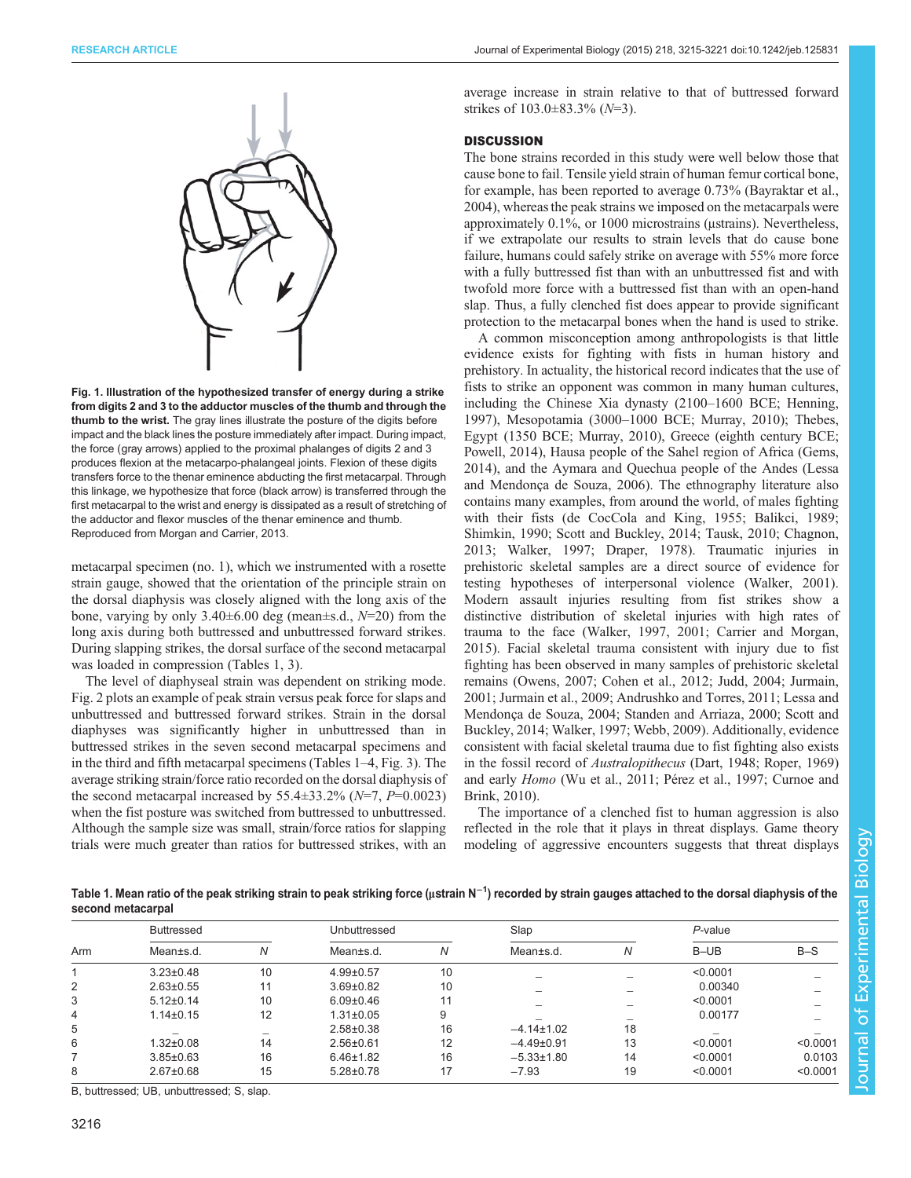**Fig. 1. Illustration of the hypothesized transfer of energy during a strike from digits 2 and 3 to the adductor muscles of the thumb and through the thumb to the wrist.** The gray lines illustrate the posture of the digits before impact and the black lines the posture immediately after impact. During impact, the force (gray arrows) applied to the proximal phalanges of digits 2 and 3 produces flexion at the metacarpo-phalangeal joints. Flexion of these digits transfers force to the thenar eminence abducting the first metacarpal. Through this linkage, we hypothesize that force (black arrow) is transferred through the first metacarpal to the wrist and energy is dissipated as a result of stretching of the adductor and flexor muscles of the thenar eminence and thumb. Reproduced from Morgan and Carrier, 2013.

metacarpal specimen (no. 1), which we instrumented with a rosette strain gauge, showed that the orientation of the principle strain on the dorsal diaphysis was closely aligned with the long axis of the bone, varying by only 3.40±6.00 deg (mean±s.d., $N$=20) from the long axis during both buttressed and unbuttressed forward strikes. During slapping strikes, the dorsal surface of the second metacarpal was loaded in compression (Tables 1, 3).

The level of diaphyseal strain was dependent on striking mode. Fig. 2 plots an example of peak strain versus peak force for slaps and unbuttressed and buttressed forward strikes. Strain in the dorsal diaphyses was significantly higher in unbuttressed than in buttressed strikes in the seven second metacarpal specimens and in the third and fifth metacarpal specimens (Tables 1–4, Fig. 3). The average striking strain/force ratio recorded on the dorsal diaphysis of the second metacarpal increased by 55.4±33.2% ($N$=7, $P$=0.0023) when the fist posture was switched from buttressed to unbuttressed. Although the sample size was small, strain/force ratios for slapping trials were much greater than ratios for buttressed strikes, with an average increase in strain relative to that of buttressed forward strikes of 103.0±83.3% ($N$=3).

## DISCUSSION

The bone strains recorded in this study were well below those that cause bone to fail. Tensile yield strain of human femur cortical bone, for example, has been reported to average 0.73% (Bayraktar et al., 2004), whereas the peak strains we imposed on the metacarpals were approximately 0.1%, or 1000 microstrains (µstrains). Nevertheless, if we extrapolate our results to strain levels that do cause bone failure, humans could safely strike on average with 55% more force with a fully buttressed fist than with an unbuttressed fist and with twofold more force with a buttressed fist than with an open-hand slap. Thus, a fully clenched fist does appear to provide significant protection to the metacarpal bones when the hand is used to strike.

A common misconception among anthropologists is that little evidence exists for fighting with fists in human history and prehistory. In actuality, the historical record indicates that the use of fists to strike an opponent was common in many human cultures, including the Chinese Xia dynasty (2100–1600 BCE; Henning, 1997), Mesopotamia (3000–1000 BCE; Murray, 2010); Thebes, Egypt (1350 BCE; Murray, 2010), Greece (eighth century BCE; Powell, 2014), Hausa people of the Sahel region of Africa (Gems, 2014), and the Aymara and Quechua people of the Andes (Lessa and Mendonça de Souza, 2006). The ethnography literature also contains many examples, from around the world, of males fighting with their fists (de CocCola and King, 1955; Balikci, 1989; Shimkin, 1990; Scott and Buckley, 2014; Tausk, 2010; Chagnon, 2013; Walker, 1997; Draper, 1978). Traumatic injuries in prehistoric skeletal samples are a direct source of evidence for testing hypotheses of interpersonal violence (Walker, 2001). Modern assault injuries resulting from fist strikes show a distinctive distribution of skeletal injuries with high rates of trauma to the face (Walker, 1997, 2001; Carrier and Morgan, 2015). Facial skeletal trauma consistent with injury due to fist fighting has been observed in many samples of prehistoric skeletal remains (Owens, 2007; Cohen et al., 2012; Judd, 2004; Jurmain, 2001; Jurmain et al., 2009; Andrushko and Torres, 2011; Lessa and Mendonça de Souza, 2004; Standen and Arriaza, 2000; Scott and Buckley, 2014; Walker, 1997; Webb, 2009). Additionally, evidence consistent with facial skeletal trauma due to fist fighting also exists in the fossil record of *Australopithecus* (Dart, 1948; Roper, 1969) and early *Homo* (Wu et al., 2011; Pérez et al., 1997; Curnoe and Brink, 2010).

The importance of a clenched fist to human aggression is also reflected in the role that it plays in threat displays. Game theory modeling of aggressive encounters suggests that threat displays

**Table 1. Mean ratio of the peak striking strain to peak striking force (µstrain $N^{-1}$) recorded by strain gauges attached to the dorsal diaphysis of the second metacarpal**

| Arm | Buttressed | | Unbuttressed | | Slap | | $P$-value | |
|---|---|---|---|---|---|---|---|---|
| | Mean±s.d. | $N$ | Mean±s.d. | $N$ | Mean±s.d. | $N$ | B–UB | B–S |
| 1 | 3.23±0.48 | 10 | 4.99±0.57 | 10 | – | – | <0.0001 | – |
| 2 | 2.63±0.55 | 11 | 3.69±0.82 | 10 | – | – | 0.00340 | – |
| 3 | 5.12±0.14 | 10 | 6.09±0.46 | 11 | – | – | <0.0001 | – |
| 4 | 1.14±0.15 | 12 | 1.31±0.05 | 9 | – | – | 0.00177 | – |
| 5 | – | – | 2.58±0.38 | 16 | −4.14±1.02 | 18 | – | – |
| 6 | 1.32±0.08 | 14 | 2.56±0.61 | 12 | −4.49±0.91 | 13 | <0.0001 | <0.0001 |
| 7 | 3.85±0.63 | 16 | 6.46±1.82 | 16 | −5.33±1.80 | 14 | <0.0001 | 0.0103 |
| 8 | 2.67±0.68 | 15 | 5.28±0.78 | 17 | −7.93 | 19 | <0.0001 | <0.0001 |

B, buttressed; UB, unbuttressed; S, slap.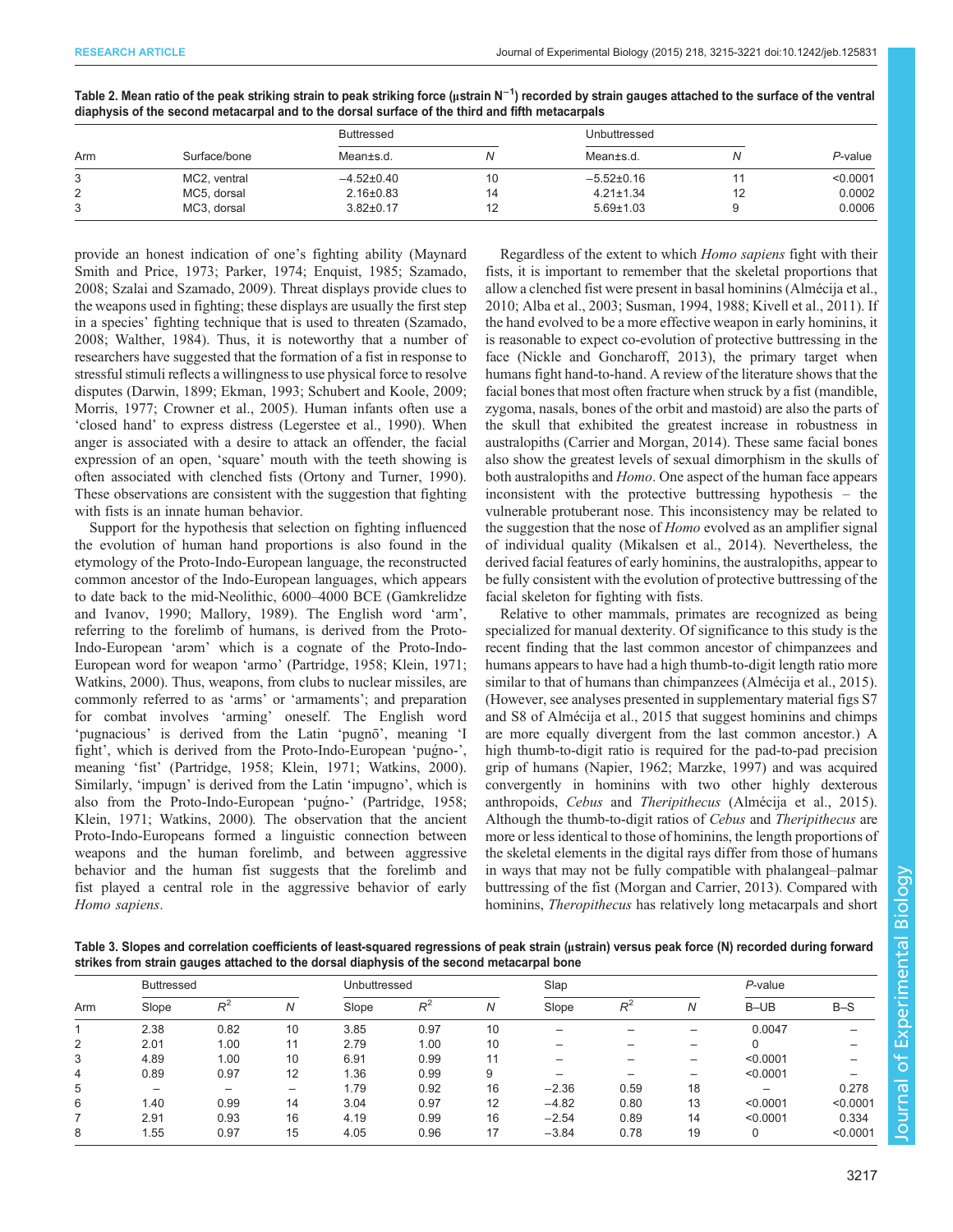Table 2. Mean ratio of the peak striking strain to peak striking force (μstrain $N^{-1}$) recorded by strain gauges attached to the surface of the ventral diaphysis of the second metacarpal and to the dorsal surface of the third and fifth metacarpals

| Arm | Surface/bone | Buttressed | | Unbuttressed | | |
|---|---|---|---|---|---|---|
| | | Mean±s.d. | *N* | Mean±s.d. | *N* | *P*-value |
| 3 | MC2, ventral | −4.52±0.40 | 10 | −5.52±0.16 | 11 | <0.0001 |
| 2 | MC5, dorsal | 2.16±0.83 | 14 | 4.21±1.34 | 12 | 0.0002 |
| 3 | MC3, dorsal | 3.82±0.17 | 12 | 5.69±1.03 | 9 | 0.0006 |

provide an honest indication of one's fighting ability (Maynard Smith and Price, 1973; Parker, 1974; Enquist, 1985; Szamado, 2008; Szalai and Szamado, 2009). Threat displays provide clues to the weapons used in fighting; these displays are usually the first step in a species' fighting technique that is used to threaten (Szamado, 2008; Walther, 1984). Thus, it is noteworthy that a number of researchers have suggested that the formation of a fist in response to stressful stimuli reflects a willingness to use physical force to resolve disputes (Darwin, 1899; Ekman, 1993; Schubert and Koole, 2009; Morris, 1977; Crowner et al., 2005). Human infants often use a 'closed hand' to express distress (Legerstee et al., 1990). When anger is associated with a desire to attack an offender, the facial expression of an open, 'square' mouth with the teeth showing is often associated with clenched fists (Ortony and Turner, 1990). These observations are consistent with the suggestion that fighting with fists is an innate human behavior.

Support for the hypothesis that selection on fighting influenced the evolution of human hand proportions is also found in the etymology of the Proto-Indo-European language, the reconstructed common ancestor of the Indo-European languages, which appears to date back to the mid-Neolithic, 6000–4000 BCE (Gamkrelidze and Ivanov, 1990; Mallory, 1989). The English word 'arm', referring to the forelimb of humans, is derived from the Proto-Indo-European 'arəm' which is a cognate of the Proto-Indo-European word for weapon 'armo' (Partridge, 1958; Klein, 1971; Watkins, 2000). Thus, weapons, from clubs to nuclear missiles, are commonly referred to as 'arms' or 'armaments'; and preparation for combat involves 'arming' oneself. The English word 'pugnacious' is derived from the Latin 'pugnō', meaning 'I fight', which is derived from the Proto-Indo-European 'puǵno-', meaning 'fist' (Partridge, 1958; Klein, 1971; Watkins, 2000). Similarly, 'impugn' is derived from the Latin 'impugno', which is also from the Proto-Indo-European 'puǵno-' (Partridge, 1958; Klein, 1971; Watkins, 2000). The observation that the ancient Proto-Indo-Europeans formed a linguistic connection between weapons and the human forelimb, and between aggressive behavior and the human fist suggests that the forelimb and fist played a central role in the aggressive behavior of early *Homo sapiens*.

Regardless of the extent to which *Homo sapiens* fight with their fists, it is important to remember that the skeletal proportions that allow a clenched fist were present in basal hominins (Almécija et al., 2010; Alba et al., 2003; Susman, 1994, 1988; Kivell et al., 2011). If the hand evolved to be a more effective weapon in early hominins, it is reasonable to expect co-evolution of protective buttressing in the face (Nickle and Goncharoff, 2013), the primary target when humans fight hand-to-hand. A review of the literature shows that the facial bones that most often fracture when struck by a fist (mandible, zygoma, nasals, bones of the orbit and mastoid) are also the parts of the skull that exhibited the greatest increase in robustness in australopiths (Carrier and Morgan, 2014). These same facial bones also show the greatest levels of sexual dimorphism in the skulls of both australopiths and *Homo*. One aspect of the human face appears inconsistent with the protective buttressing hypothesis – the vulnerable protuberant nose. This inconsistency may be related to the suggestion that the nose of *Homo* evolved as an amplifier signal of individual quality (Mikalsen et al., 2014). Nevertheless, the derived facial features of early hominins, the australopiths, appear to be fully consistent with the evolution of protective buttressing of the facial skeleton for fighting with fists.

Relative to other mammals, primates are recognized as being specialized for manual dexterity. Of significance to this study is the recent finding that the last common ancestor of chimpanzees and humans appears to have had a high thumb-to-digit length ratio more similar to that of humans than chimpanzees (Almécija et al., 2015). (However, see analyses presented in supplementary material figs S7 and S8 of Almécija et al., 2015 that suggest hominins and chimps are more equally divergent from the last common ancestor.) A high thumb-to-digit ratio is required for the pad-to-pad precision grip of humans (Napier, 1962; Marzke, 1997) and was acquired convergently in hominins with two other highly dexterous anthropoids, *Cebus* and *Theripithecus* (Almécija et al., 2015). Although the thumb-to-digit ratios of *Cebus* and *Theripithecus* are more or less identical to those of hominins, the length proportions of the skeletal elements in the digital rays differ from those of humans in ways that may not be fully compatible with phalangeal–palmar buttressing of the fist (Morgan and Carrier, 2013). Compared with hominins, *Theropithecus* has relatively long metacarpals and short

Table 3. Slopes and correlation coefficients of least-squared regressions of peak strain (μstrain) versus peak force (N) recorded during forward strikes from strain gauges attached to the dorsal diaphysis of the second metacarpal bone

| Arm | Buttressed | | | Unbuttressed | | | Slap | | | *P*-value | |
|---|---|---|---|---|---|---|---|---|---|---|---|
| | Slope | $R^2$ | *N* | Slope | $R^2$ | *N* | Slope | $R^2$ | *N* | B–UB | B–S |
| 1 | 2.38 | 0.82 | 10 | 3.85 | 0.97 | 10 | – | – | – | 0.0047 | – |
| 2 | 2.01 | 1.00 | 11 | 2.79 | 1.00 | 10 | – | – | – | 0 | – |
| 3 | 4.89 | 1.00 | 10 | 6.91 | 0.99 | 11 | – | – | – | <0.0001 | – |
| 4 | 0.89 | 0.97 | 12 | 1.36 | 0.99 | 9 | – | – | – | <0.0001 | – |
| 5 | – | – | – | 1.79 | 0.92 | 16 | −2.36 | 0.59 | 18 | – | 0.278 |
| 6 | 1.40 | 0.99 | 14 | 3.04 | 0.97 | 12 | −4.82 | 0.80 | 13 | <0.0001 | <0.0001 |
| 7 | 2.91 | 0.93 | 16 | 4.19 | 0.99 | 16 | −2.54 | 0.89 | 14 | <0.0001 | 0.334 |
| 8 | 1.55 | 0.97 | 15 | 4.05 | 0.96 | 17 | −3.84 | 0.78 | 19 | 0 | <0.0001 |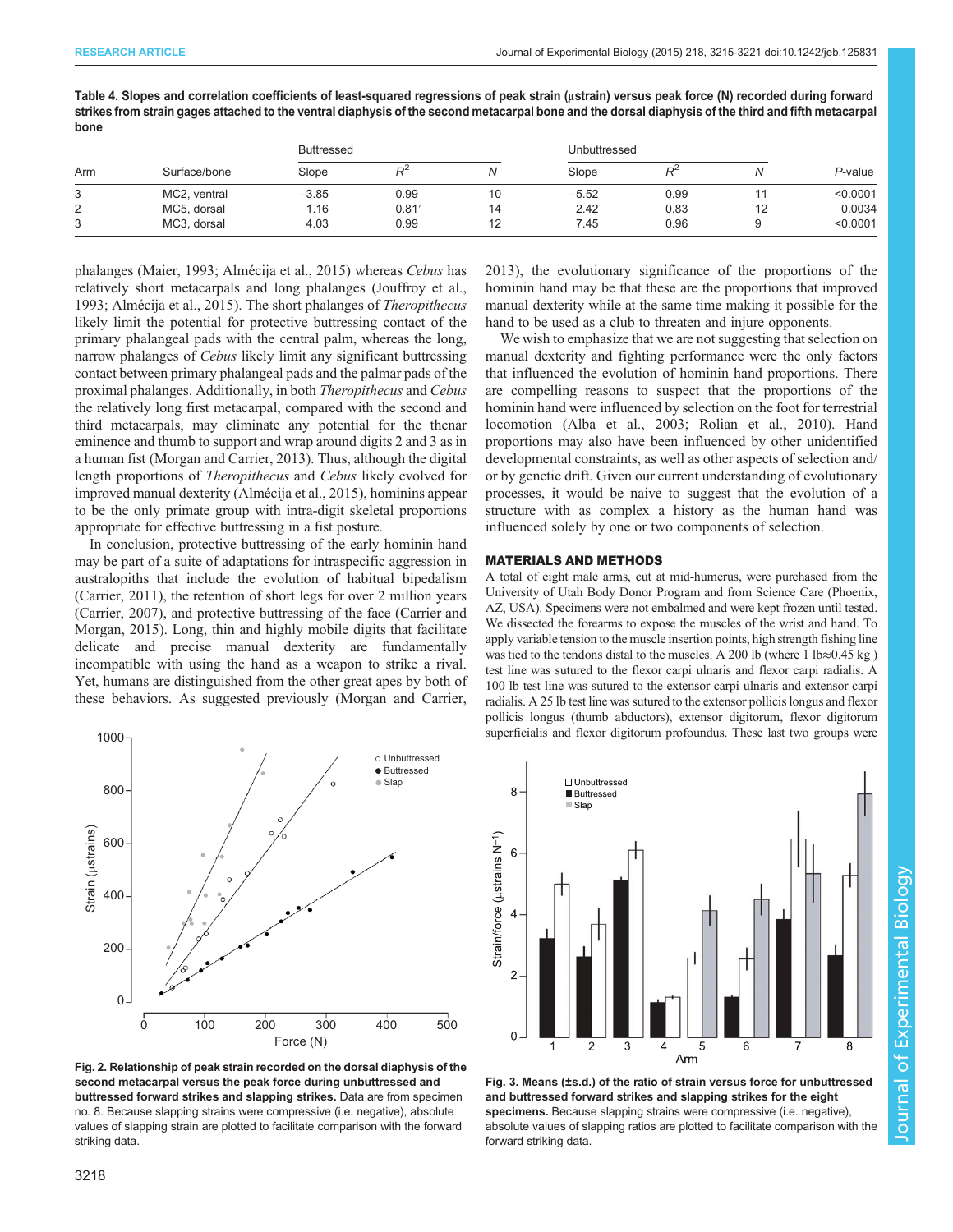**Table 4. Slopes and correlation coefficients of least-squared regressions of peak strain (µstrain) versus peak force (N) recorded during forward strikes from strain gages attached to the ventral diaphysis of the second metacarpal bone and the dorsal diaphysis of the third and fifth metacarpal bone**

| Arm | Surface/bone | Buttressed | | | Unbuttressed | | | |
|---|---|---|---|---|---|---|---|---|
| | | Slope | $R^2$ | $N$ | Slope | $R^2$ | $N$ | $P$-value |
| 3 | MC2, ventral | −3.85 | 0.99 | 10 | −5.52 | 0.99 | 11 | <0.0001 |
| 2 | MC5, dorsal | 1.16 | 0.81 | 14 | 2.42 | 0.83 | 12 | 0.0034 |
| 3 | MC3, dorsal | 4.03 | 0.99 | 12 | 7.45 | 0.96 | 9 | <0.0001 |

phalanges (Maier, 1993; Almécija et al., 2015) whereas *Cebus* has relatively short metacarpals and long phalanges (Jouffroy et al., 1993; Almécija et al., 2015). The short phalanges of *Theropithecus* likely limit the potential for protective buttressing contact of the primary phalangeal pads with the central palm, whereas the long, narrow phalanges of *Cebus* likely limit any significant buttressing contact between primary phalangeal pads and the palmar pads of the proximal phalanges. Additionally, in both *Theropithecus* and *Cebus* the relatively long first metacarpal, compared with the second and third metacarpals, may eliminate any potential for the thenar eminence and thumb to support and wrap around digits 2 and 3 as in a human fist (Morgan and Carrier, 2013). Thus, although the digital length proportions of *Theropithecus* and *Cebus* likely evolved for improved manual dexterity (Almécija et al., 2015), hominins appear to be the only primate group with intra-digit skeletal proportions appropriate for effective buttressing in a fist posture.

In conclusion, protective buttressing of the early hominin hand may be part of a suite of adaptations for intraspecific aggression in australopiths that include the evolution of habitual bipedalism (Carrier, 2011), the retention of short legs for over 2 million years (Carrier, 2007), and protective buttressing of the face (Carrier and Morgan, 2015). Long, thin and highly mobile digits that facilitate delicate and precise manual dexterity are fundamentally incompatible with using the hand as a weapon to strike a rival. Yet, humans are distinguished from the other great apes by both of these behaviors. As suggested previously (Morgan and Carrier, 2013), the evolutionary significance of the proportions of the hominin hand may be that these are the proportions that improved manual dexterity while at the same time making it possible for the hand to be used as a club to threaten and injure opponents.

We wish to emphasize that we are not suggesting that selection on manual dexterity and fighting performance were the only factors that influenced the evolution of hominin hand proportions. There are compelling reasons to suspect that the proportions of the hominin hand were influenced by selection on the foot for terrestrial locomotion (Alba et al., 2003; Rolian et al., 2010). Hand proportions may also have been influenced by other unidentified developmental constraints, as well as other aspects of selection and/or by genetic drift. Given our current understanding of evolutionary processes, it would be naive to suggest that the evolution of a structure with as complex a history as the human hand was influenced solely by one or two components of selection.

## MATERIALS AND METHODS

A total of eight male arms, cut at mid-humerus, were purchased from the University of Utah Body Donor Program and from Science Care (Phoenix, AZ, USA). Specimens were not embalmed and were kept frozen until tested. We dissected the forearms to expose the muscles of the wrist and hand. To apply variable tension to the muscle insertion points, high strength fishing line was tied to the tendons distal to the muscles. A 200 lb (where 1 lb≈0.45 kg ) test line was sutured to the flexor carpi ulnaris and flexor carpi radialis. A 100 lb test line was sutured to the extensor carpi ulnaris and extensor carpi radialis. A 25 lb test line was sutured to the extensor pollicis longus and flexor pollicis longus (thumb abductors), extensor digitorum, flexor digitorum superficialis and flexor digitorum profoundus. These last two groups were

**Fig. 2. Relationship of peak strain recorded on the dorsal diaphysis of the second metacarpal versus the peak force during unbuttressed and buttressed forward strikes and slapping strikes.** Data are from specimen no. 8. Because slapping strains were compressive (i.e. negative), absolute values of slapping strain are plotted to facilitate comparison with the forward striking data.

**Fig. 3. Means (±s.d.) of the ratio of strain versus force for unbuttressed and buttressed forward strikes and slapping strikes for the eight specimens.** Because slapping strains were compressive (i.e. negative), absolute values of slapping ratios are plotted to facilitate comparison with the forward striking data.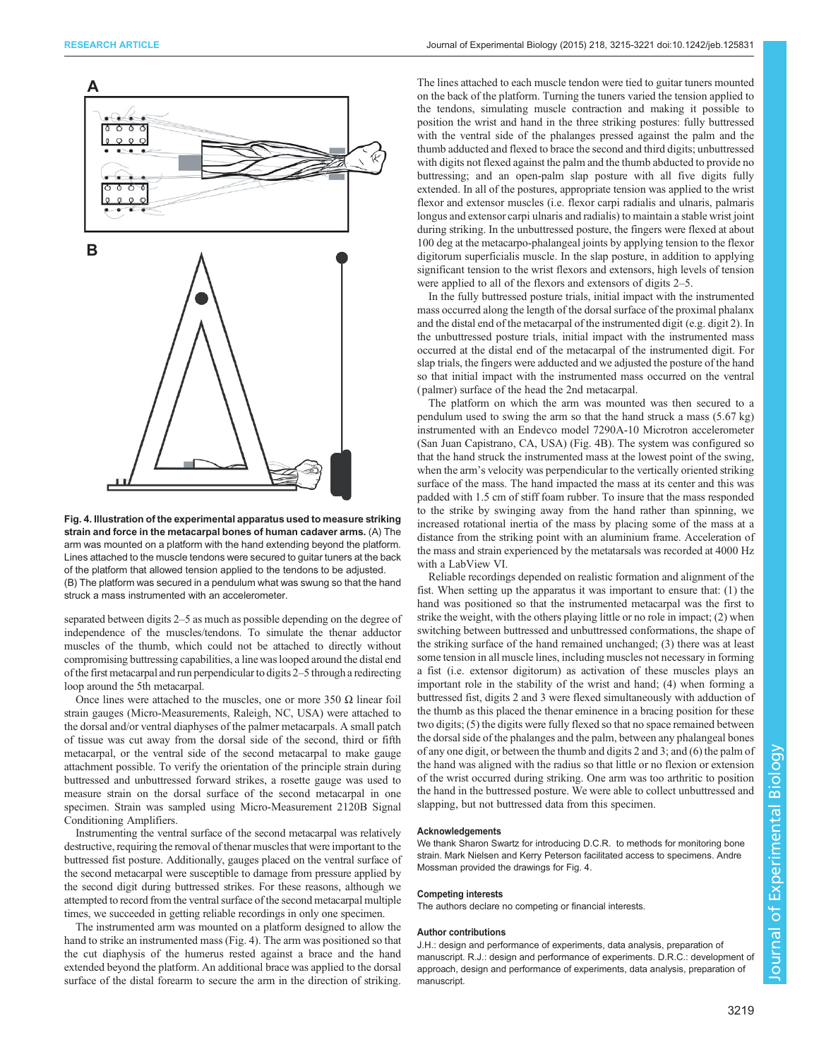Fig. 4. Illustration of the experimental apparatus used to measure striking strain and force in the metacarpal bones of human cadaver arms. (A) The arm was mounted on a platform with the hand extending beyond the platform. Lines attached to the muscle tendons were secured to guitar tuners at the back of the platform that allowed tension applied to the tendons to be adjusted. (B) The platform was secured in a pendulum what was swung so that the hand struck a mass instrumented with an accelerometer.

separated between digits 2–5 as much as possible depending on the degree of independence of the muscles/tendons. To simulate the thenar adductor muscles of the thumb, which could not be attached to directly without compromising buttressing capabilities, a line was looped around the distal end of the first metacarpal and run perpendicular to digits 2–5 through a redirecting loop around the 5th metacarpal.

Once lines were attached to the muscles, one or more 350 Ω linear foil strain gauges (Micro-Measurements, Raleigh, NC, USA) were attached to the dorsal and/or ventral diaphyses of the palmer metacarpals. A small patch of tissue was cut away from the dorsal side of the second, third or fifth metacarpal, or the ventral side of the second metacarpal to make gauge attachment possible. To verify the orientation of the principle strain during buttressed and unbuttressed forward strikes, a rosette gauge was used to measure strain on the dorsal surface of the second metacarpal in one specimen. Strain was sampled using Micro-Measurement 2120B Signal Conditioning Amplifiers.

Instrumenting the ventral surface of the second metacarpal was relatively destructive, requiring the removal of thenar muscles that were important to the buttressed fist posture. Additionally, gauges placed on the ventral surface of the second metacarpal were susceptible to damage from pressure applied by the second digit during buttressed strikes. For these reasons, although we attempted to record from the ventral surface of the second metacarpal multiple times, we succeeded in getting reliable recordings in only one specimen.

The instrumented arm was mounted on a platform designed to allow the hand to strike an instrumented mass (Fig. 4). The arm was positioned so that the cut diaphysis of the humerus rested against a brace and the hand extended beyond the platform. An additional brace was applied to the dorsal surface of the distal forearm to secure the arm in the direction of striking. The lines attached to each muscle tendon were tied to guitar tuners mounted on the back of the platform. Turning the tuners varied the tension applied to the tendons, simulating muscle contraction and making it possible to position the wrist and hand in the three striking postures: fully buttressed with the ventral side of the phalanges pressed against the palm and the thumb adducted and flexed to brace the second and third digits; unbuttressed with digits not flexed against the palm and the thumb abducted to provide no buttressing; and an open-palm slap posture with all five digits fully extended. In all of the postures, appropriate tension was applied to the wrist flexor and extensor muscles (i.e. flexor carpi radialis and ulnaris, palmaris longus and extensor carpi ulnaris and radialis) to maintain a stable wrist joint during striking. In the unbuttressed posture, the fingers were flexed at about 100 deg at the metacarpo-phalangeal joints by applying tension to the flexor digitorum superficialis muscle. In the slap posture, in addition to applying significant tension to the wrist flexors and extensors, high levels of tension were applied to all of the flexors and extensors of digits 2–5.

In the fully buttressed posture trials, initial impact with the instrumented mass occurred along the length of the dorsal surface of the proximal phalanx and the distal end of the metacarpal of the instrumented digit (e.g. digit 2). In the unbuttressed posture trials, initial impact with the instrumented mass occurred at the distal end of the metacarpal of the instrumented digit. For slap trials, the fingers were adducted and we adjusted the posture of the hand so that initial impact with the instrumented mass occurred on the ventral (palmer) surface of the head the 2nd metacarpal.

The platform on which the arm was mounted was then secured to a pendulum used to swing the arm so that the hand struck a mass (5.67 kg) instrumented with an Endevco model 7290A-10 Microtron accelerometer (San Juan Capistrano, CA, USA) (Fig. 4B). The system was configured so that the hand struck the instrumented mass at the lowest point of the swing, when the arm's velocity was perpendicular to the vertically oriented striking surface of the mass. The hand impacted the mass at its center and this was padded with 1.5 cm of stiff foam rubber. To insure that the mass responded to the strike by swinging away from the hand rather than spinning, we increased rotational inertia of the mass by placing some of the mass at a distance from the striking point with an aluminium frame. Acceleration of the mass and strain experienced by the metatarsals was recorded at 4000 Hz with a LabView VI.

Reliable recordings depended on realistic formation and alignment of the fist. When setting up the apparatus it was important to ensure that: (1) the hand was positioned so that the instrumented metacarpal was the first to strike the weight, with the others playing little or no role in impact; (2) when switching between buttressed and unbuttressed conformations, the shape of the striking surface of the hand remained unchanged; (3) there was at least some tension in all muscle lines, including muscles not necessary in forming a fist (i.e. extensor digitorum) as activation of these muscles plays an important role in the stability of the wrist and hand; (4) when forming a buttressed fist, digits 2 and 3 were flexed simultaneously with adduction of the thumb as this placed the thenar eminence in a bracing position for these two digits; (5) the digits were fully flexed so that no space remained between the dorsal side of the phalanges and the palm, between any phalangeal bones of any one digit, or between the thumb and digits 2 and 3; and (6) the palm of the hand was aligned with the radius so that little or no flexion or extension of the wrist occurred during striking. One arm was too arthritic to position the hand in the buttressed posture. We were able to collect unbuttressed and slapping, but not buttressed data from this specimen.

### Acknowledgements

We thank Sharon Swartz for introducing D.C.R. to methods for monitoring bone strain. Mark Nielsen and Kerry Peterson facilitated access to specimens. Andre Mossman provided the drawings for Fig. 4.

### Competing interests

The authors declare no competing or financial interests.

### Author contributions

J.H.: design and performance of experiments, data analysis, preparation of manuscript. R.J.: design and performance of experiments. D.R.C.: development of approach, design and performance of experiments, data analysis, preparation of manuscript.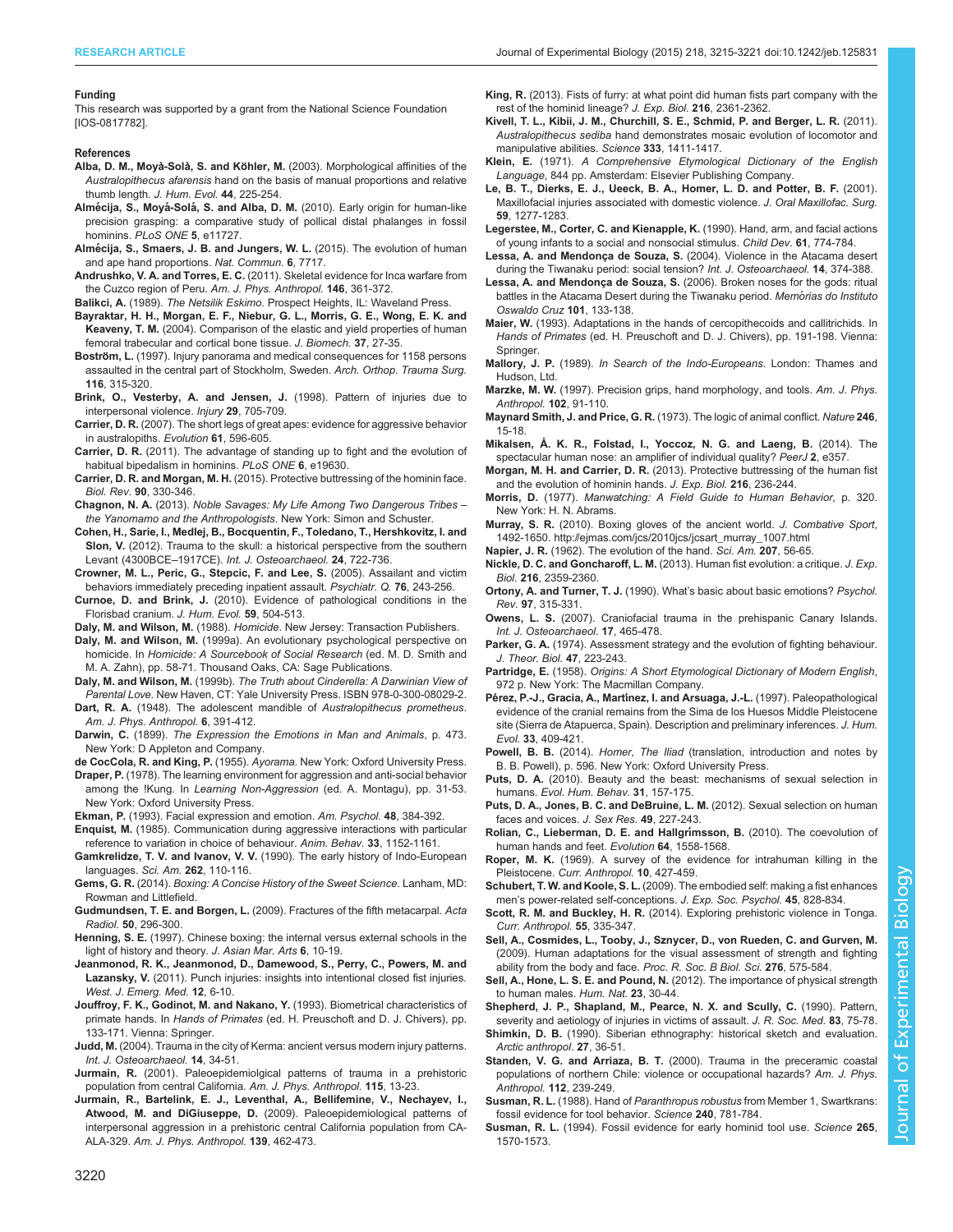### Funding

This research was supported by a grant from the National Science Foundation [IOS-0817782].

### References

**Alba, D. M., Moyà-Solà, S. and Köhler, M.** (2003). Morphological affinities of the *Australopithecus afarensis* hand on the basis of manual proportions and relative thumb length. *J. Hum. Evol.* **44**, 225-254.

**Almécija, S., Moyá-Solá, S. and Alba, D. M.** (2010). Early origin for human-like precision grasping: a comparative study of pollical distal phalanges in fossil hominins. *PLoS ONE* **5**, e11727.

**Almécija, S., Smaers, J. B. and Jungers, W. L.** (2015). The evolution of human and ape hand proportions. *Nat. Commun.* **6**, 7717.

**Andrushko, V. A. and Torres, E. C.** (2011). Skeletal evidence for Inca warfare from the Cuzco region of Peru. *Am. J. Phys. Anthropol.* **146**, 361-372.

**Balikci, A.** (1989). *The Netsilik Eskimo*. Prospect Heights, IL: Waveland Press.

**Bayraktar, H. H., Morgan, E. F., Niebur, G. L., Morris, G. E., Wong, E. K. and Keaveny, T. M.** (2004). Comparison of the elastic and yield properties of human femoral trabecular and cortical bone tissue. *J. Biomech.* **37**, 27-35.

**Boström, L.** (1997). Injury panorama and medical consequences for 1158 persons assaulted in the central part of Stockholm, Sweden. *Arch. Orthop. Trauma Surg.* **116**, 315-320.

**Brink, O., Vesterby, A. and Jensen, J.** (1998). Pattern of injuries due to interpersonal violence. *Injury* **29**, 705-709.

**Carrier, D. R.** (2007). The short legs of great apes: evidence for aggressive behavior in australopiths. *Evolution* **61**, 596-605.

**Carrier, D. R.** (2011). The advantage of standing up to fight and the evolution of habitual bipedalism in hominins. *PLoS ONE* **6**, e19630.

**Carrier, D. R. and Morgan, M. H.** (2015). Protective buttressing of the hominin face. *Biol. Rev.* **90**, 330-346.

**Chagnon, N. A.** (2013). *Noble Savages: My Life Among Two Dangerous Tribes – the Yanomamo and the Anthropologists*. New York: Simon and Schuster.

**Cohen, H., Sarie, I., Medlej, B., Bocquentin, F., Toledano, T., Hershkovitz, I. and Slon, V.** (2012). Trauma to the skull: a historical perspective from the southern Levant (4300BCE–1917CE). *Int. J. Osteoarchaeol.* **24**, 722-736.

**Crowner, M. L., Peric, G., Stepcic, F. and Lee, S.** (2005). Assailant and victim behaviors immediately preceding inpatient assault. *Psychiatr. Q.* **76**, 243-256.

**Curnoe, D. and Brink, J.** (2010). Evidence of pathological conditions in the Florisbad cranium. *J. Hum. Evol.* **59**, 504-513.

**Daly, M. and Wilson, M.** (1988). *Homicide*. New Jersey: Transaction Publishers.

**Daly, M. and Wilson, M.** (1999a). An evolutionary psychological perspective on homicide. In *Homicide: A Sourcebook of Social Research* (ed. M. D. Smith and M. A. Zahn), pp. 58-71. Thousand Oaks, CA: Sage Publications.

**Daly, M. and Wilson, M.** (1999b). *The Truth about Cinderella: A Darwinian View of Parental Love*. New Haven, CT: Yale University Press. ISBN 978-0-300-08029-2.

**Dart, R. A.** (1948). The adolescent mandible of *Australopithecus prometheus*. *Am. J. Phys. Anthropol.* **6**, 391-412.

**Darwin, C.** (1899). *The Expression the Emotions in Man and Animals*, p. 473. New York: D Appleton and Company.

**de CocCola, R. and King, P.** (1955). *Ayorama*. New York: Oxford University Press.

**Draper, P.** (1978). The learning environment for aggression and anti-social behavior among the !Kung. In *Learning Non-Aggression* (ed. A. Montagu), pp. 31-53. New York: Oxford University Press.

**Ekman, P.** (1993). Facial expression and emotion. *Am. Psychol.* **48**, 384-392.

**Enquist, M.** (1985). Communication during aggressive interactions with particular reference to variation in choice of behaviour. *Anim. Behav.* **33**, 1152-1161.

**Gamkrelidze, T. V. and Ivanov, V. V.** (1990). The early history of Indo-European languages. *Sci. Am.* **262**, 110-116.

**Gems, G. R.** (2014). *Boxing: A Concise History of the Sweet Science*. Lanham, MD: Rowman and Littlefield.

**Gudmundsen, T. E. and Borgen, L.** (2009). Fractures of the fifth metacarpal. *Acta Radiol.* **50**, 296-300.

**Henning, S. E.** (1997). Chinese boxing: the internal versus external schools in the light of history and theory. *J. Asian Mar. Arts* **6**, 10-19.

**Jeanmonod, R. K., Jeanmonod, D., Damewood, S., Perry, C., Powers, M. and Lazansky, V.** (2011). Punch injuries: insights into intentional closed fist injuries. *West. J. Emerg. Med.* **12**, 6-10.

**Jouffroy, F. K., Godinot, M. and Nakano, Y.** (1993). Biometrical characteristics of primate hands. In *Hands of Primates* (ed. H. Preuschoft and D. J. Chivers), pp. 133-171. Vienna: Springer.

**Judd, M.** (2004). Trauma in the city of Kerma: ancient versus modern injury patterns. *Int. J. Osteoarchaeol.* **14**, 34-51.

**Jurmain, R.** (2001). Paleoepidemiolgical patterns of trauma in a prehistoric population from central California. *Am. J. Phys. Anthropol.* **115**, 13-23.

**Jurmain, R., Bartelink, E. J., Leventhal, A., Bellifemine, V., Nechayev, I., Atwood, M. and DiGiuseppe, D.** (2009). Paleoepidemiolgical patterns of interpersonal aggression in a prehistoric central California population from CA-ALA-329. *Am. J. Phys. Anthropol.* **139**, 462-473.

**King, R.** (2013). Fists of furry: at what point did human fists part company with the rest of the hominid lineage? *J. Exp. Biol.* **216**, 2361-2362.

**Kivell, T. L., Kibii, J. M., Churchill, S. E., Schmid, P. and Berger, L. R.** (2011). *Australopithecus sediba* hand demonstrates mosaic evolution of locomotor and manipulative abilities. *Science* **333**, 1411-1417.

**Klein, E.** (1971). *A Comprehensive Etymological Dictionary of the English Language*, 844 pp. Amsterdam: Elsevier Publishing Company.

**Le, B. T., Dierks, E. J., Ueeck, B. A., Homer, L. D. and Potter, B. F.** (2001). Maxillofacial injuries associated with domestic violence. *J. Oral Maxillofac. Surg.* **59**, 1277-1283.

**Legerstee, M., Corter, C. and Kienapple, K.** (1990). Hand, arm, and facial actions of young infants to a social and nonsocial stimulus. *Child Dev.* **61**, 774-784.

**Lessa, A. and Mendonça de Souza, S.** (2004). Violence in the Atacama desert during the Tiwanaku period: social tension? *Int. J. Osteoarchaeol.* **14**, 374-388.

**Lessa, A. and Mendonça de Souza, S.** (2006). Broken noses for the gods: ritual battles in the Atacama Desert during the Tiwanaku period. *Memórias do Instituto Oswaldo Cruz* **101**, 133-138.

**Maier, W.** (1993). Adaptations in the hands of cercopithecoids and callitrichids. In *Hands of Primates* (ed. H. Preuschoft and D. J. Chivers), pp. 191-198. Vienna: Springer.

**Mallory, J. P.** (1989). *In Search of the Indo-Europeans*. London: Thames and Hudson, Ltd.

**Marzke, M. W.** (1997). Precision grips, hand morphology, and tools. *Am. J. Phys. Anthropol.* **102**, 91-110.

**Maynard Smith, J and Price, G. R.** (1973). The logic of animal conflict. *Nature* **246**, 15-18.

**Mikalsen, Å. K. R., Folstad, I., Yoccoz, N. G. and Laeng, B.** (2014). The spectacular human nose: an amplifier of individual quality? *PeerJ* **2**, e357.

**Morgan, M. H. and Carrier, D. R.** (2013). Protective buttressing of the human fist and the evolution of hominin hands. *J. Exp. Biol.* **216**, 236-244.

**Morris, D.** (1977). *Manwatching: A Field Guide to Human Behavior*, p. 320. New York: H. N. Abrams.

**Murray, S. R.** (2010). Boxing gloves of the ancient world. *J. Combative Sport*, 1492-1650. http://ejmas.com/jcs/2010jcs/jcsart_murray_1007.html

**Napier, J. R.** (1962). The evolution of the hand. *Sci. Am.* **207**, 56-65.

**Nickle, D. C. and Goncharoff, L. M.** (2013). Human fist evolution: a critique. *J. Exp. Biol.* **216**, 2359-2360.

**Ortony, A. and Turner, T. J.** (1990). What's basic about basic emotions? *Psychol. Rev.* **97**, 315-331.

**Owens, L. S.** (2007). Craniofacial trauma in the prehispanic Canary Islands. *Int. J. Osteoarchaeol.* **17**, 465-478.

**Parker, G. A.** (1974). Assessment strategy and the evolution of fighting behaviour. *J. Theor. Biol.* **47**, 223-243.

**Partridge, E.** (1958). *Origins: A Short Etymological Dictionary of Modern English*, 972 p. New York: The Macmillan Company.

**Pérez, P.-J., Gracia, A., Martínez, I. and Arsuaga, J.-L.** (1997). Paleopathological evidence of the cranial remains from the Sima de los Huesos Middle Pleistocene site (Sierra de Atapuerca, Spain). Description and preliminary inferences. *J. Hum. Evol.* **33**, 409-421.

**Powell, B. B.** (2014). *Homer, The Iliad* (translation, introduction and notes by B. B. Powell), p. 596. New York: Oxford University Press.

**Puts, D. A.** (2010). Beauty and the beast: mechanisms of sexual selection in humans. *Evol. Hum. Behav.* **31**, 157-175.

**Puts, D. A., Jones, B. C. and DeBruine, L. M.** (2012). Sexual selection on human faces and voices. *J. Sex Res.* **49**, 227-243.

**Rolian, C., Lieberman, D. E. and Hallgrímsson, B.** (2010). The coevolution of human hands and feet. *Evolution* **64**, 1558-1568.

**Roper, M. K.** (1969). A survey of the evidence for intrahuman killing in the Pleistocene. *Curr. Anthropol.* **10**, 427-459.

**Schubert, T. W. and Koole, S. L.** (2009). The embodied self: making a fist enhances men's power-related self-conceptions. *J. Exp. Soc. Psychol.* **45**, 828-834.

**Scott, R. M. and Buckley, H. R.** (2014). Exploring prehistoric violence in Tonga. *Curr. Anthropol.* **55**, 335-347.

**Sell, A., Cosmides, L., Tooby, J., Sznycer, D., von Rueden, C. and Gurven, M.** (2009). Human adaptations for the visual assessment of strength and fighting ability from the body and face. *Proc. R. Soc. B Biol. Sci.* **276**, 575-584.

**Sell, A., Hone, L. S. E. and Pound, N.** (2012). The importance of physical strength to human males. *Hum. Nat.* **23**, 30-44.

**Shepherd, J. P., Shapland, M., Pearce, N. X. and Scully, C.** (1990). Pattern, severity and aetiology of injuries in victims of assault. *J. R. Soc. Med.* **83**, 75-78.

**Shimkin, D. B.** (1990). Siberian ethnography: historical sketch and evaluation. *Arctic anthropol.* **27**, 36-51.

**Standen, V. G. and Arriaza, B. T.** (2000). Trauma in the preceramic coastal populations of northern Chile: violence or occupational hazards? *Am. J. Phys. Anthropol.* **112**, 239-249.

**Susman, R. L.** (1988). Hand of *Paranthropus robustus* from Member 1, Swartkrans: fossil evidence for tool behavior. *Science* **240**, 781-784.

**Susman, R. L.** (1994). Fossil evidence for early hominid tool use. *Science* **265**, 1570-1573.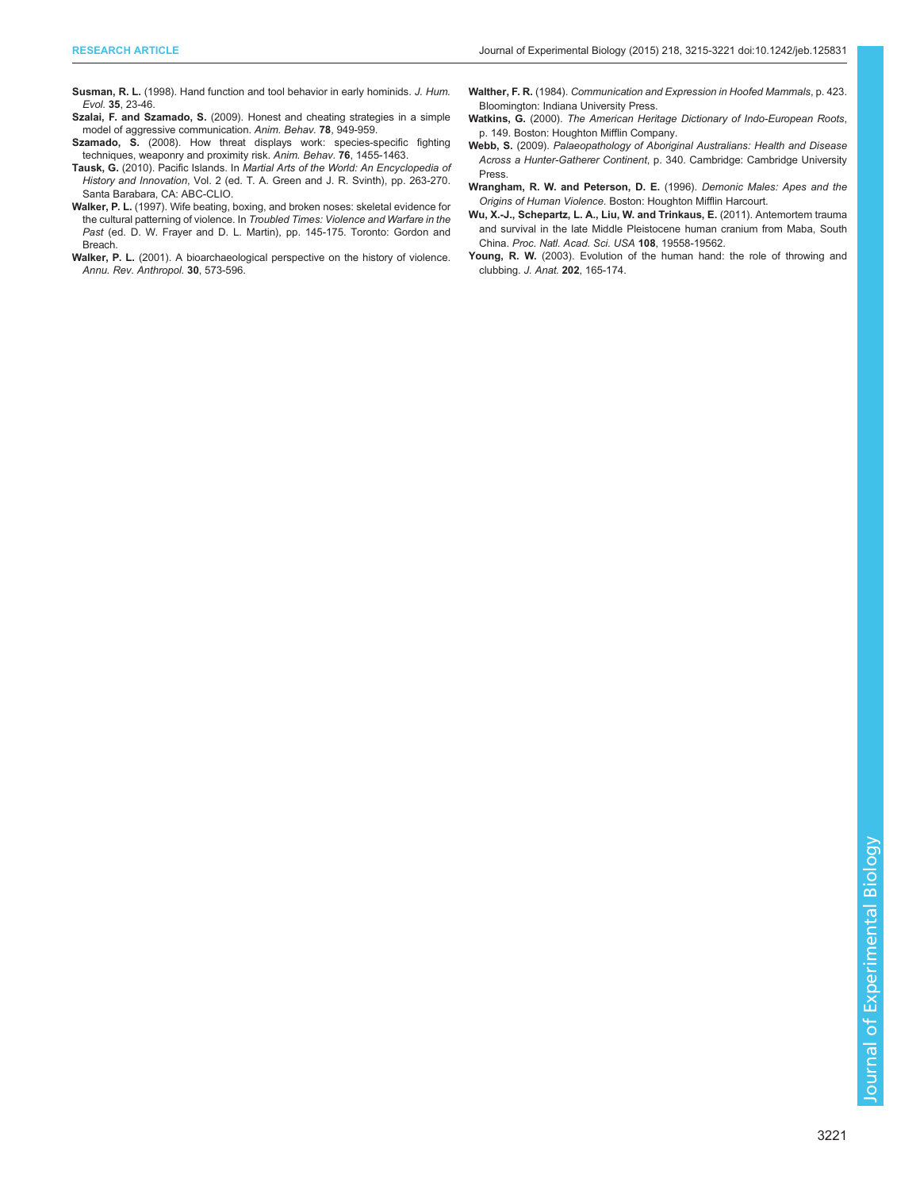**Susman, R. L.** (1998). Hand function and tool behavior in early hominids. *J. Hum. Evol.* **35**, 23-46.

**Szalai, F. and Szamado, S.** (2009). Honest and cheating strategies in a simple model of aggressive communication. *Anim. Behav.* **78**, 949-959.

**Szamado, S.** (2008). How threat displays work: species-specific fighting techniques, weaponry and proximity risk. *Anim. Behav.* **76**, 1455-1463.

**Tausk, G.** (2010). Pacific Islands. In *Martial Arts of the World: An Encyclopedia of History and Innovation*, Vol. 2 (ed. T. A. Green and J. R. Svinth), pp. 263-270. Santa Barabara, CA: ABC-CLIO.

**Walker, P. L.** (1997). Wife beating, boxing, and broken noses: skeletal evidence for the cultural patterning of violence. In *Troubled Times: Violence and Warfare in the Past* (ed. D. W. Frayer and D. L. Martin), pp. 145-175. Toronto: Gordon and Breach.

**Walker, P. L.** (2001). A bioarchaeological perspective on the history of violence. *Annu. Rev. Anthropol.* **30**, 573-596.

**Walther, F. R.** (1984). *Communication and Expression in Hoofed Mammals*, p. 423. Bloomington: Indiana University Press.

**Watkins, G.** (2000). *The American Heritage Dictionary of Indo-European Roots*, p. 149. Boston: Houghton Mifflin Company.

**Webb, S.** (2009). *Palaeopathology of Aboriginal Australians: Health and Disease Across a Hunter-Gatherer Continent*, p. 340. Cambridge: Cambridge University Press.

**Wrangham, R. W. and Peterson, D. E.** (1996). *Demonic Males: Apes and the Origins of Human Violence*. Boston: Houghton Mifflin Harcourt.

**Wu, X.-J., Schepartz, L. A., Liu, W. and Trinkaus, E.** (2011). Antemortem trauma and survival in the late Middle Pleistocene human cranium from Maba, South China. *Proc. Natl. Acad. Sci. USA* **108**, 19558-19562.

**Young, R. W.** (2003). Evolution of the human hand: the role of throwing and clubbing. *J. Anat.* **202**, 165-174.